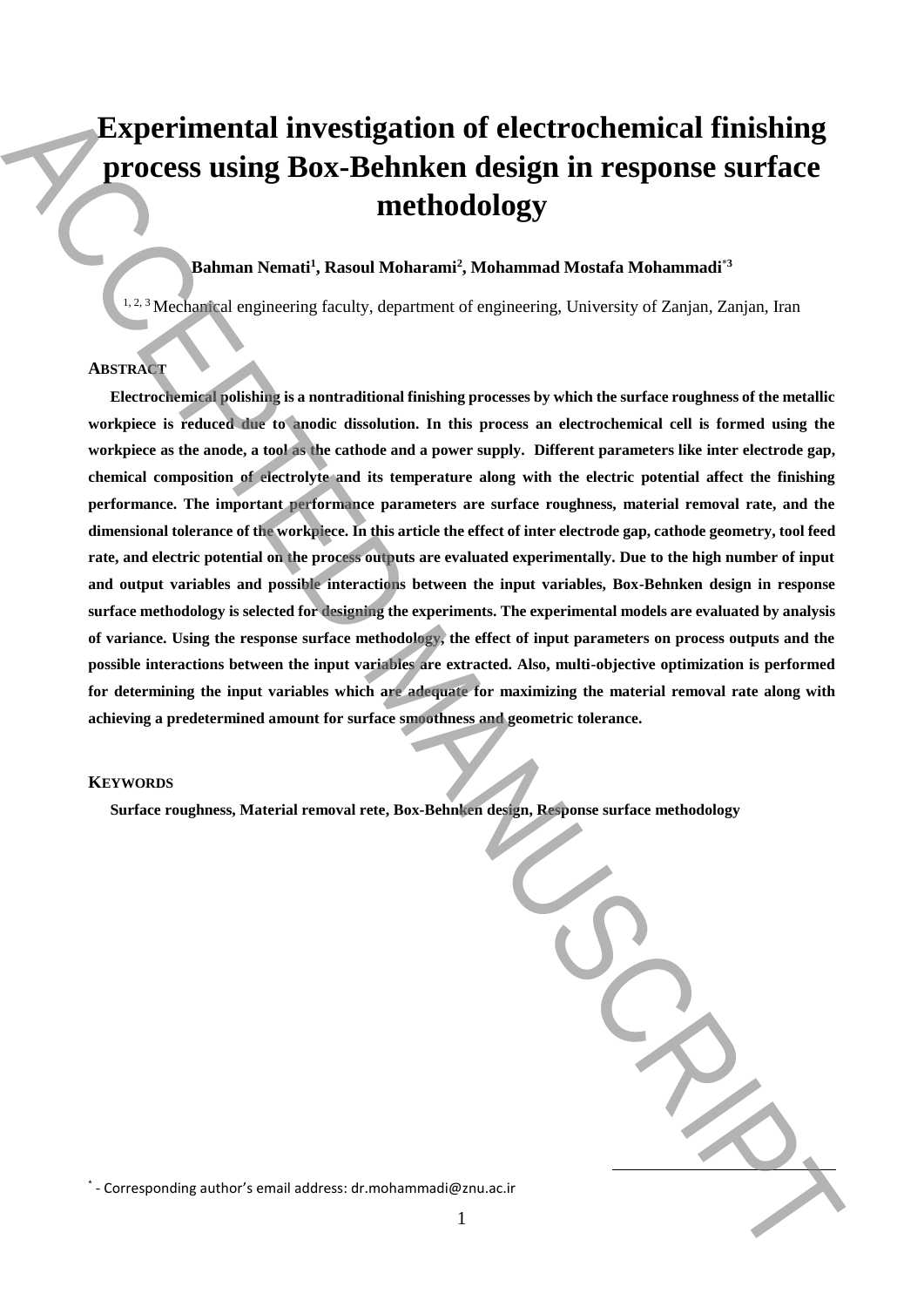# Experimental investigation of electrochemical finishing process using Box-Behnken design in response surface methodology

**Bahman Nemati[1], Rasoul Moharami[2], Mohammad Mostafa Mohammadi*[3]**

[1, 2, 3] Mechanical engineering faculty, department of engineering, University of Zanjan, Zanjan, Iran

## Abstract

**Electrochemical polishing is a nontraditional finishing processes by which the surface roughness of the metallic workpiece is reduced due to anodic dissolution. In this process an electrochemical cell is formed using the workpiece as the anode, a tool as the cathode and a power supply. Different parameters like inter electrode gap, chemical composition of electrolyte and its temperature along with the electric potential affect the finishing performance. The important performance parameters are surface roughness, material removal rate, and the dimensional tolerance of the workpiece. In this article the effect of inter electrode gap, cathode geometry, tool feed rate, and electric potential on the process outputs are evaluated experimentally. Due to the high number of input and output variables and possible interactions between the input variables, Box-Behnken design in response surface methodology is selected for designing the experiments. The experimental models are evaluated by analysis of variance. Using the response surface methodology, the effect of input parameters on process outputs and the possible interactions between the input variables are extracted. Also, multi-objective optimization is performed for determining the input variables which are adequate for maximizing the material removal rate along with achieving a predetermined amount for surface smoothness and geometric tolerance.**

## Keywords

**Surface roughness, Material removal rete, Box-Behnken design, Response surface methodology**

* - Corresponding author's email address: dr.mohammadi@znu.ac.ir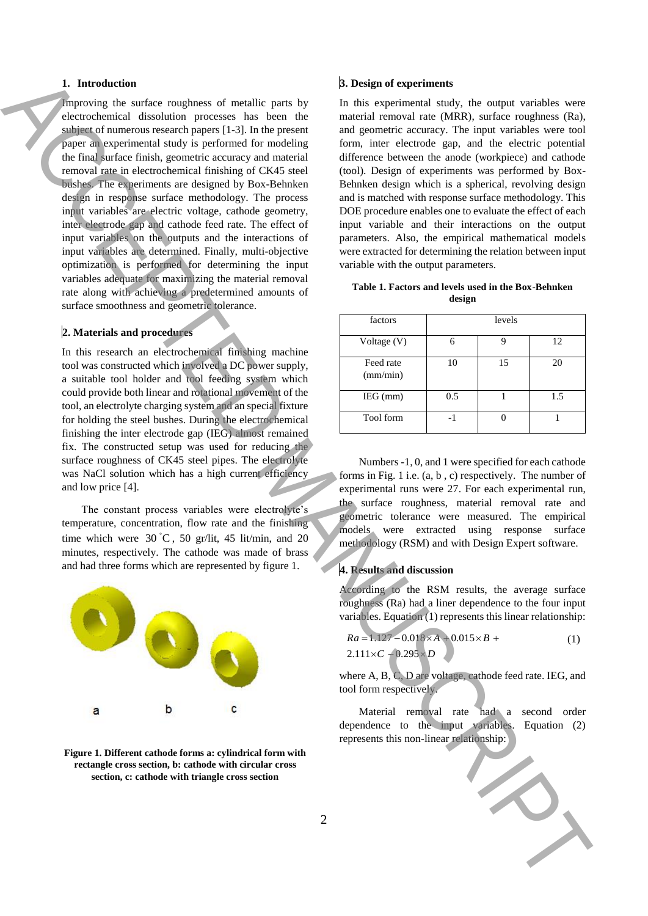## 1. Introduction

Improving the surface roughness of metallic parts by electrochemical dissolution processes has been the subject of numerous research papers [1-3]. In the present paper an experimental study is performed for modeling the final surface finish, geometric accuracy and material removal rate in electrochemical finishing of CK45 steel bushes. The experiments are designed by Box-Behnken design in response surface methodology. The process input variables are electric voltage, cathode geometry, inter electrode gap and cathode feed rate. The effect of input variables on the outputs and the interactions of input variables are determined. Finally, multi-objective optimization is performed for determining the input variables adequate for maximizing the material removal rate along with achieving a predetermined amounts of surface smoothness and geometric tolerance.

## 2. Materials and procedures

In this research an electrochemical finishing machine tool was constructed which involved a DC power supply, a suitable tool holder and tool feeding system which could provide both linear and rotational movement of the tool, an electrolyte charging system and an special fixture for holding the steel bushes. During the electrochemical finishing the inter electrode gap (IEG) almost remained fix. The constructed setup was used for reducing the surface roughness of CK45 steel pipes. The electrolyte was NaCl solution which has a high current efficiency and low price [4].

The constant process variables were electrolyte's temperature, concentration, flow rate and the finishing time which were 30 °C, 50 gr/lit, 45 lit/min, and 20 minutes, respectively. The cathode was made of brass and had three forms which are represented by figure 1.

**Figure 1. Different cathode forms a: cylindrical form with rectangle cross section, b: cathode with circular cross section, c: cathode with triangle cross section**

## 3. Design of experiments

In this experimental study, the output variables were material removal rate (MRR), surface roughness (Ra), and geometric accuracy. The input variables were tool form, inter electrode gap, and the electric potential difference between the anode (workpiece) and cathode (tool). Design of experiments was performed by Box-Behnken design which is a spherical, revolving design and is matched with response surface methodology. This DOE procedure enables one to evaluate the effect of each input variable and their interactions on the output parameters. Also, the empirical mathematical models were extracted for determining the relation between input variable with the output parameters.

**Table 1. Factors and levels used in the Box-Behnken design**

| factors | levels | | |
|---|---|---|---|
| Voltage (V) | 6 | 9 | 12 |
| Feed rate (mm/min) | 10 | 15 | 20 |
| IEG (mm) | 0.5 | 1 | 1.5 |
| Tool form | -1 | 0 | 1 |

Numbers -1, 0, and 1 were specified for each cathode forms in Fig. 1 i.e. (a, b , c) respectively. The number of experimental runs were 27. For each experimental run, the surface roughness, material removal rate and geometric tolerance were measured. The empirical models were extracted using response surface methodology (RSM) and with Design Expert software.

## 4. Results and discussion

According to the RSM results, the average surface roughness (Ra) had a liner dependence to the four input variables. Equation (1) represents this linear relationship:

$$Ra = 1.127 - 0.018 \times A + 0.015 \times B + 2.111 \times C - 0.295 \times D \tag{1}$$

where A, B, C, D are voltage, cathode feed rate. IEG, and tool form respectively.

Material removal rate had a second order dependence to the input variables. Equation (2) represents this non-linear relationship: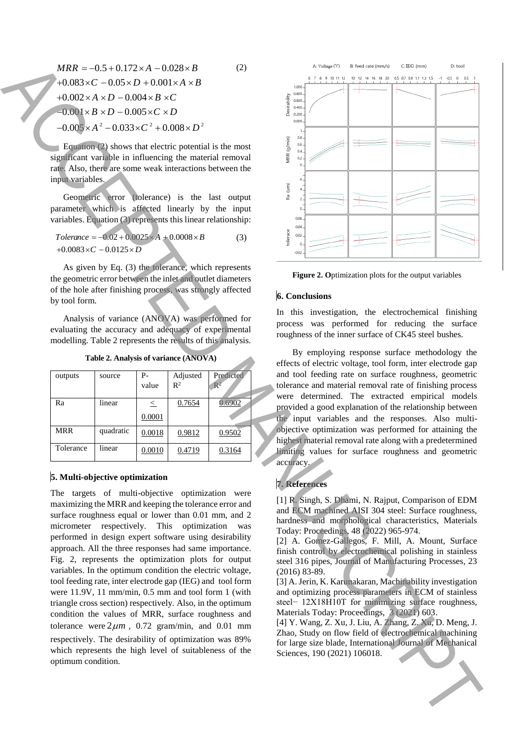$$MRR = -0.5 + 0.172 \times A - 0.028 \times B + 0.083 \times C - 0.05 \times D + 0.001 \times A \times B + 0.002 \times A \times D - 0.004 \times B \times C - 0.001 \times B \times D - 0.005 \times C \times D - 0.005 \times A^2 - 0.033 \times C^2 + 0.008 \times D^2 \quad (2)$$

Equation (2) shows that electric potential is the most significant variable in influencing the material removal rate. Also, there are some weak interactions between the input variables.

Geometric error (tolerance) is the last output parameter which is affected linearly by the input variables. Equation (3) represents this linear relationship:

$$Tolerance = -0.02 + 0.0025 \times A + 0.0008 \times B + 0.0083 \times C - 0.0125 \times D \quad (3)$$

As given by Eq. (3) the tolerance, which represents the geometric error between the inlet and outlet diameters of the hole after finishing process, was strongly affected by tool form.

Analysis of variance (ANOVA) was performed for evaluating the accuracy and adequacy of experimental modelling. Table 2 represents the results of this analysis.

**Table 2. Analysis of variance (ANOVA)**

| outputs | source | P-value | Adjusted $R^2$ | Predicted $R^2$ |
|---|---|---|---|---|
| Ra | linear | $\leq$ 0.0001 | 0.7654 | 0.6902 |
| MRR | quadratic | 0.0018 | 0.9812 | 0.9502 |
| Tolerance | linear | 0.0010 | 0.4719 | 0.3164 |

## 5. Multi-objective optimization

The targets of multi-objective optimization were maximizing the MRR and keeping the tolerance error and surface roughness equal or lower than 0.01 mm, and 2 micrometer respectively. This optimization was performed in design expert software using desirability approach. All the three responses had same importance. Fig. 2, represents the optimization plots for output variables. In the optimum condition the electric voltage, tool feeding rate, inter electrode gap (IEG) and tool form were 11.9V, 11 mm/min, 0.5 mm and tool form 1 (with triangle cross section) respectively. Also, in the optimum condition the values of MRR, surface roughness and tolerance were $2\mu m$, 0.72 gram/min, and 0.01 mm respectively. The desirability of optimization was 89% which represents the high level of suitableness of the optimum condition.

A: Voltage (V) B: feed rate (mm/s) C: IEG (mm) D: tool

6 7 8 9 10 11 12 10 12 14 16 18 20 0.5 0.7 0.9 1.1 1.3 1.5 -1 -0.5 0 0.5 1

Desirability 1.000 0.800 0.600 0.400 0.200 0.000

MRR (g/min) 1 0.8 0.6 0.4 0.2 0

Ra (um) 6 4 2 0

tolerance 0.06 0.04 0.02 0 -0.02

**Figure 2. O**ptimization plots for the output variables

## 6. Conclusions

In this investigation, the electrochemical finishing process was performed for reducing the surface roughness of the inner surface of CK45 steel bushes.

By employing response surface methodology the effects of electric voltage, tool form, inter electrode gap and tool feeding rate on surface roughness, geometric tolerance and material removal rate of finishing process were determined. The extracted empirical models provided a good explanation of the relationship between the input variables and the responses. Also multi-objective optimization was performed for attaining the highest material removal rate along with a predetermined limiting values for surface roughness and geometric accuracy.

## 7. References

[1] R. Singh, S. Dhami, N. Rajput, Comparison of EDM and ECM machined AISI 304 steel: Surface roughness, hardness and morphological characteristics, Materials Today: Proceedings, 48 (2022) 965-974.

[2] A. Gomez-Gallegos, F. Mill, A. Mount, Surface finish control by electrochemical polishing in stainless steel 316 pipes, Journal of Manufacturing Processes, 23 (2016) 83-89.

[3] A. Jerin, K. Karunakaran, Machinability investigation and optimizing process parameters in ECM of stainless steel− 12X18H10T for minimizing surface roughness, Materials Today: Proceedings, 3 (2021) 603.

[4] Y. Wang, Z. Xu, J. Liu, A. Zhang, Z. Xu, D. Meng, J. Zhao, Study on flow field of electrochemical machining for large size blade, International Journal of Mechanical Sciences, 190 (2021) 106018.